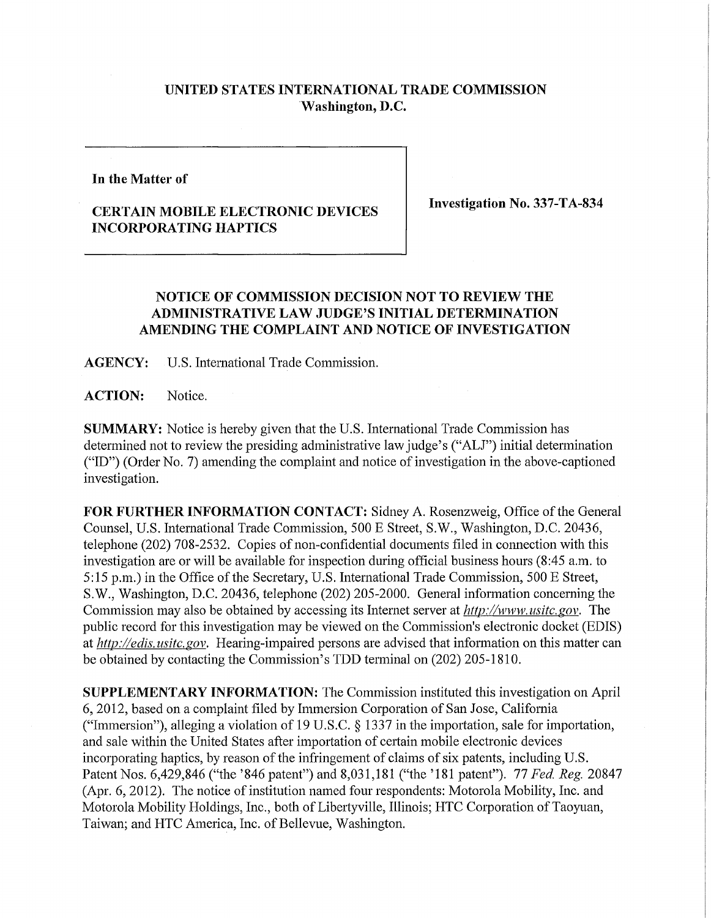**UNITED STATES INTERNATIONAL TRADE COMMISSION**
**Washington, D.C.**

**In the Matter of**

**CERTAIN MOBILE ELECTRONIC DEVICES INCORPORATING HAPTICS**

**Investigation No. 337-TA-834**

# NOTICE OF COMMISSION DECISION NOT TO REVIEW THE ADMINISTRATIVE LAW JUDGE'S INITIAL DETERMINATION AMENDING THE COMPLAINT AND NOTICE OF INVESTIGATION

**AGENCY:** U.S. International Trade Commission.

**ACTION:** Notice.

**SUMMARY:** Notice is hereby given that the U.S. International Trade Commission has determined not to review the presiding administrative law judge's ("ALJ") initial determination ("ID") (Order No. 7) amending the complaint and notice of investigation in the above-captioned investigation.

**FOR FURTHER INFORMATION CONTACT:** Sidney A. Rosenzweig, Office of the General Counsel, U.S. International Trade Commission, 500 E Street, S.W., Washington, D.C. 20436, telephone (202) 708-2532. Copies of non-confidential documents filed in connection with this investigation are or will be available for inspection during official business hours (8:45 a.m. to 5:15 p.m.) in the Office of the Secretary, U.S. International Trade Commission, 500 E Street, S.W., Washington, D.C. 20436, telephone (202) 205-2000. General information concerning the Commission may also be obtained by accessing its Internet server at *http://www.usitc.gov*. The public record for this investigation may be viewed on the Commission's electronic docket (EDIS) at *http://edis.usitc.gov*. Hearing-impaired persons are advised that information on this matter can be obtained by contacting the Commission's TDD terminal on (202) 205-1810.

**SUPPLEMENTARY INFORMATION:** The Commission instituted this investigation on April 6, 2012, based on a complaint filed by Immersion Corporation of San Jose, California ("Immersion"), alleging a violation of 19 U.S.C. § 1337 in the importation, sale for importation, and sale within the United States after importation of certain mobile electronic devices incorporating haptics, by reason of the infringement of claims of six patents, including U.S. Patent Nos. 6,429,846 ("the '846 patent") and 8,031,181 ("the '181 patent"). 77 *Fed. Reg.* 20847 (Apr. 6, 2012). The notice of institution named four respondents: Motorola Mobility, Inc. and Motorola Mobility Holdings, Inc., both of Libertyville, Illinois; HTC Corporation of Taoyuan, Taiwan; and HTC America, Inc. of Bellevue, Washington.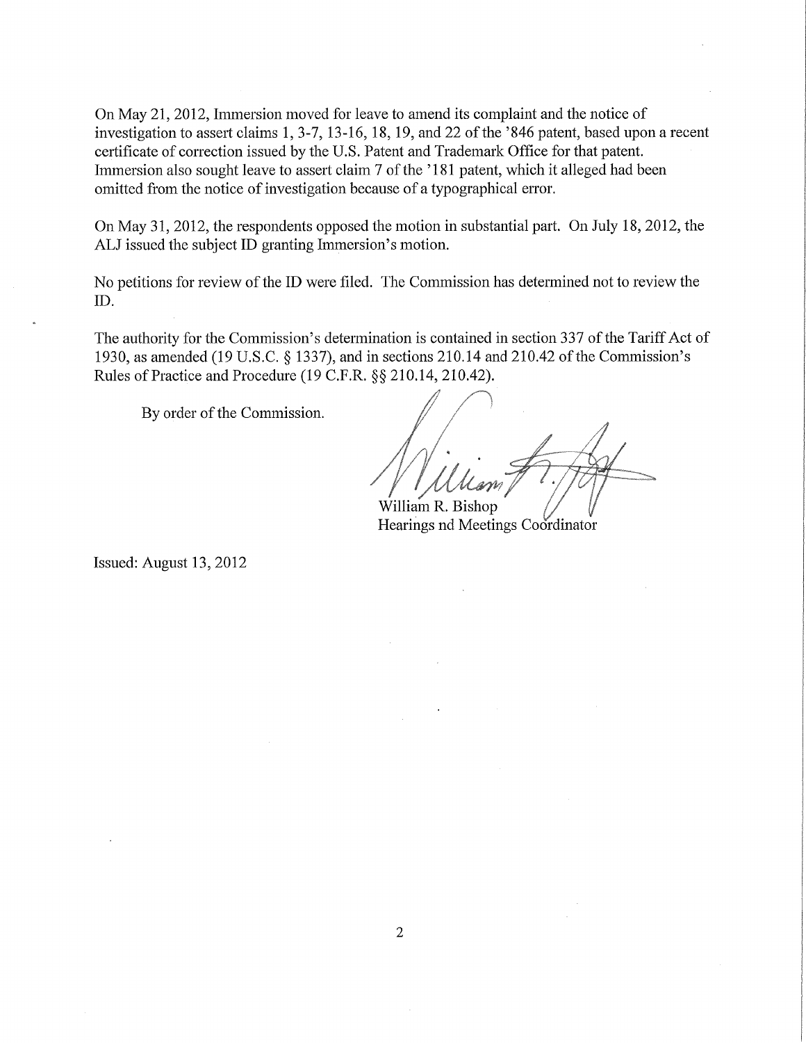On May 21, 2012, Immersion moved for leave to amend its complaint and the notice of investigation to assert claims 1, 3-7, 13-16, 18, 19, and 22 of the '846 patent, based upon a recent certificate of correction issued by the U.S. Patent and Trademark Office for that patent. Immersion also sought leave to assert claim 7 of the '181 patent, which it alleged had been omitted from the notice of investigation because of a typographical error.

On May 31, 2012, the respondents opposed the motion in substantial part. On July 18, 2012, the ALJ issued the subject ID granting Immersion's motion.

No petitions for review of the ID were filed. The Commission has determined not to review the ID.

The authority for the Commission's determination is contained in section 337 of the Tariff Act of 1930, as amended (19 U.S.C. § 1337), and in sections 210.14 and 210.42 of the Commission's Rules of Practice and Procedure (19 C.F.R. §§ 210.14, 210.42).

By order of the Commission.

William R. Bishop
Hearings nd Meetings Coordinator

Issued: August 13, 2012